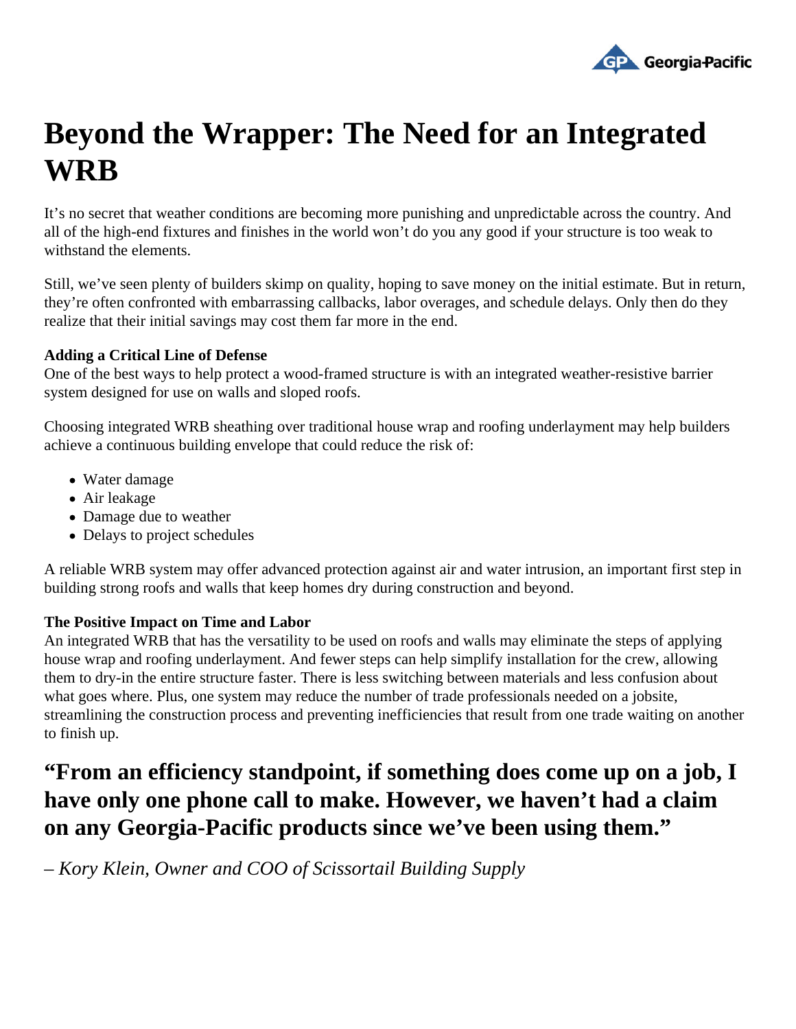# Beyond the Wrapper: The Need for an Integrated WRB

It's no secret that weather conditions are becoming more punishing and unpredictable across the country. And all of the high-end fixtures and finishes in the world won't do you any good if your structure is too weak to withstand the elements.

Still, we've seen plenty of builders skimp on quality, hoping to save money on the initial estimate. But in return, they're often confronted with embarrassing callbacks, labor overages, and schedule delays. Only then do they realize that their initial savings may cost them far more in the end.

**Adding a Critical Line of Defense**

One of the best ways to help protect a wood-framed structure is with an integrated weather-resistive barrier system designed for use on walls and sloped roofs.

Choosing integrated WRB sheathing over traditional house wrap and roofing underlayment may help builders achieve a continuous building envelope that could reduce the risk of:

- Water damage
- Air leakage
- Damage due to weather
- Delays to project schedules

A reliable WRB system may offer advanced protection against air and water intrusion, an important first step in building strong roofs and walls that keep homes dry during construction and beyond.

**The Positive Impact on Time and Labor**

An integrated WRB that has the versatility to be used on roofs and walls may eliminate the steps of applying house wrap and roofing underlayment. And fewer steps can help simplify installation for the crew, allowing them to dry-in the entire structure faster. There is less switching between materials and less confusion about what goes where. Plus, one system may reduce the number of trade professionals needed on a jobsite, streamlining the construction process and preventing inefficiencies that result from one trade waiting on another to finish up.

## "From an efficiency standpoint, if something does come up on a job, I have only one phone call to make. However, we haven't had a claim on any Georgia-Pacific products since we've been using them."

*– Kory Klein, Owner and COO of Scissortail Building Supply*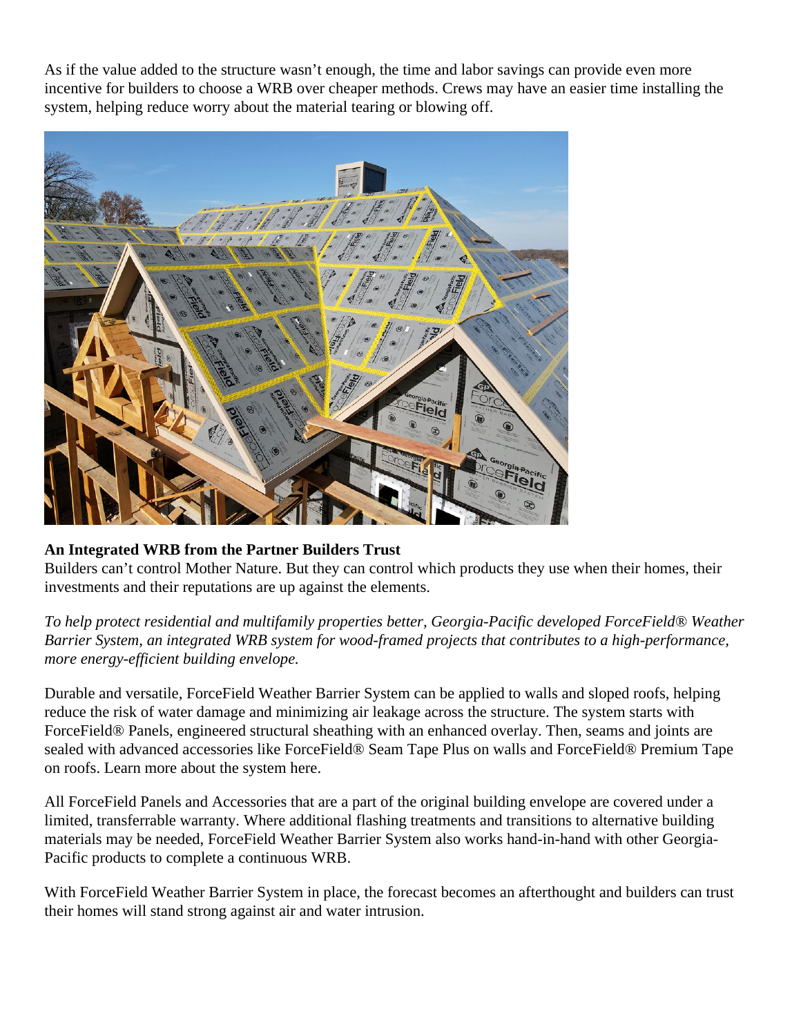As if the value added to the structure wasn't enough, the time and labor savings can provide even more incentive for builders to choose a WRB over cheaper methods. Crews may have an easier time installing the system, helping reduce worry about the material tearing or blowing off.

**An Integrated WRB from the Partner Builders Trust**

Builders can't control Mother Nature. But they can control which products they use when their homes, their investments and their reputations are up against the elements.

*To help protect residential and multifamily properties better, Georgia-Pacific developed ForceField® Weather Barrier System, an integrated WRB system for wood-framed projects that contributes to a high-performance, more energy-efficient building envelope.*

Durable and versatile, ForceField Weather Barrier System can be applied to walls and sloped roofs, helping reduce the risk of water damage and minimizing air leakage across the structure. The system starts with ForceField® Panels, engineered structural sheathing with an enhanced overlay. Then, seams and joints are sealed with advanced accessories like ForceField® Seam Tape Plus on walls and ForceField® Premium Tape on roofs. Learn more about the system here.

All ForceField Panels and Accessories that are a part of the original building envelope are covered under a limited, transferrable warranty. Where additional flashing treatments and transitions to alternative building materials may be needed, ForceField Weather Barrier System also works hand-in-hand with other Georgia-Pacific products to complete a continuous WRB.

With ForceField Weather Barrier System in place, the forecast becomes an afterthought and builders can trust their homes will stand strong against air and water intrusion.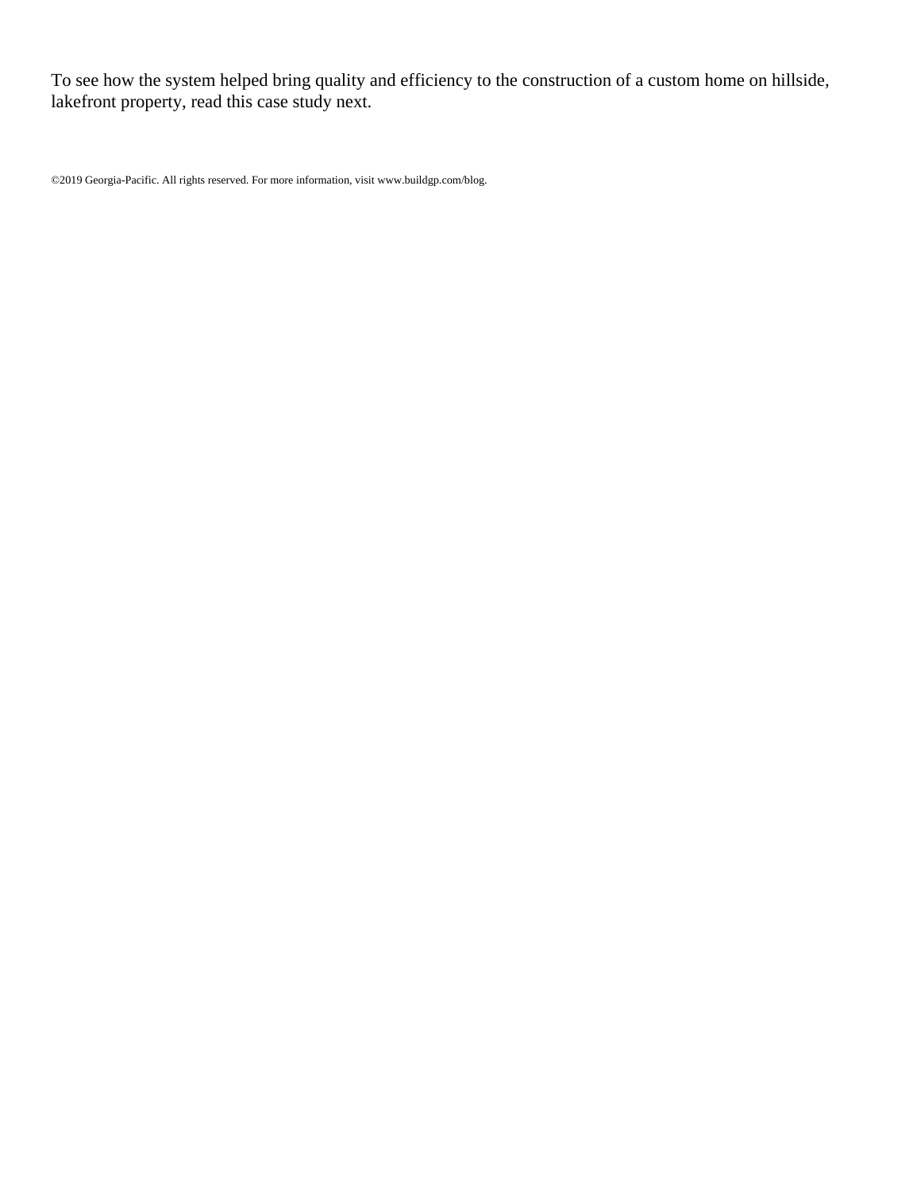To see how the system helped bring quality and efficiency to the construction of a custom home on hillside, lakefront property, read this case study next.

©2019 Georgia-Pacific. All rights reserved. For more information, visit www.buildgp.com/blog.